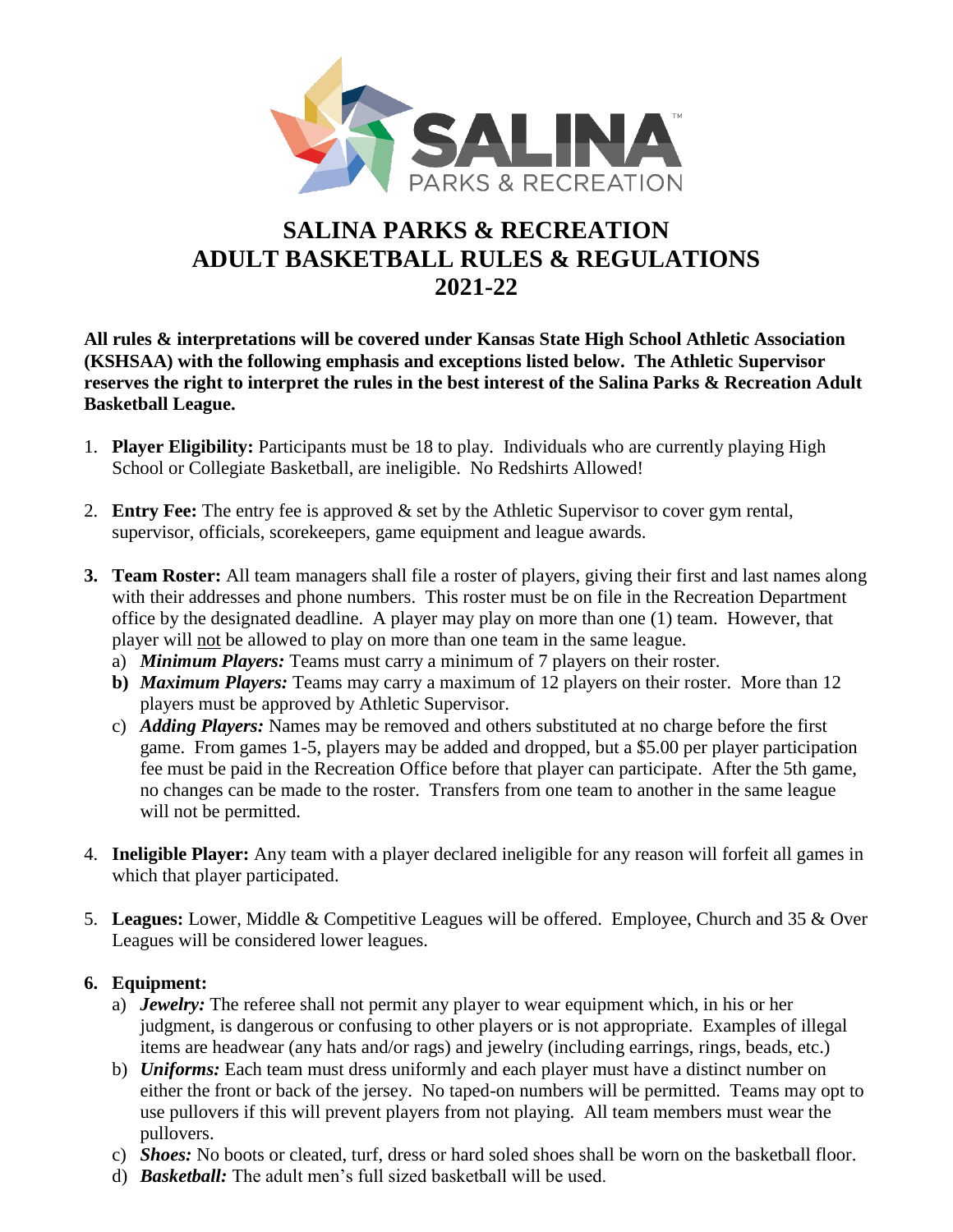# SALINA PARKS & RECREATION
# ADULT BASKETBALL RULES & REGULATIONS
# 2021-22

**All rules & interpretations will be covered under Kansas State High School Athletic Association (KSHSAA) with the following emphasis and exceptions listed below. The Athletic Supervisor reserves the right to interpret the rules in the best interest of the Salina Parks & Recreation Adult Basketball League.**

1. **Player Eligibility:** Participants must be 18 to play. Individuals who are currently playing High School or Collegiate Basketball, are ineligible. No Redshirts Allowed!

2. **Entry Fee:** The entry fee is approved & set by the Athletic Supervisor to cover gym rental, supervisor, officials, scorekeepers, game equipment and league awards.

3. **Team Roster:** All team managers shall file a roster of players, giving their first and last names along with their addresses and phone numbers. This roster must be on file in the Recreation Department office by the designated deadline. A player may play on more than one (1) team. However, that player will not be allowed to play on more than one team in the same league.
   a) ***Minimum Players:*** Teams must carry a minimum of 7 players on their roster.
   b) ***Maximum Players:*** Teams may carry a maximum of 12 players on their roster. More than 12 players must be approved by Athletic Supervisor.
   c) ***Adding Players:*** Names may be removed and others substituted at no charge before the first game. From games 1-5, players may be added and dropped, but a $5.00 per player participation fee must be paid in the Recreation Office before that player can participate. After the 5th game, no changes can be made to the roster. Transfers from one team to another in the same league will not be permitted.

4. **Ineligible Player:** Any team with a player declared ineligible for any reason will forfeit all games in which that player participated.

5. **Leagues:** Lower, Middle & Competitive Leagues will be offered. Employee, Church and 35 & Over Leagues will be considered lower leagues.

6. **Equipment:**
   a) ***Jewelry:*** The referee shall not permit any player to wear equipment which, in his or her judgment, is dangerous or confusing to other players or is not appropriate. Examples of illegal items are headwear (any hats and/or rags) and jewelry (including earrings, rings, beads, etc.)
   b) ***Uniforms:*** Each team must dress uniformly and each player must have a distinct number on either the front or back of the jersey. No taped-on numbers will be permitted. Teams may opt to use pullovers if this will prevent players from not playing. All team members must wear the pullovers.
   c) ***Shoes:*** No boots or cleated, turf, dress or hard soled shoes shall be worn on the basketball floor.
   d) ***Basketball:*** The adult men's full sized basketball will be used.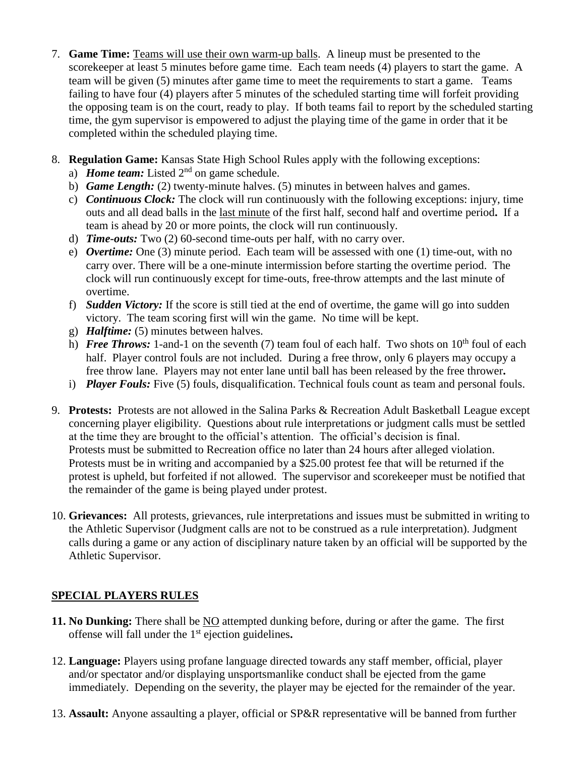7. **Game Time:** Teams will use their own warm-up balls. A lineup must be presented to the scorekeeper at least 5 minutes before game time. Each team needs (4) players to start the game. A team will be given (5) minutes after game time to meet the requirements to start a game. Teams failing to have four (4) players after 5 minutes of the scheduled starting time will forfeit providing the opposing team is on the court, ready to play. If both teams fail to report by the scheduled starting time, the gym supervisor is empowered to adjust the playing time of the game in order that it be completed within the scheduled playing time.

8. **Regulation Game:** Kansas State High School Rules apply with the following exceptions:
   a) ***Home team:*** Listed 2nd on game schedule.
   b) ***Game Length:*** (2) twenty-minute halves. (5) minutes in between halves and games.
   c) ***Continuous Clock:*** The clock will run continuously with the following exceptions: injury, time outs and all dead balls in the last minute of the first half, second half and overtime period**.** If a team is ahead by 20 or more points, the clock will run continuously.
   d) ***Time-outs:*** Two (2) 60-second time-outs per half, with no carry over.
   e) ***Overtime:*** One (3) minute period. Each team will be assessed with one (1) time-out, with no carry over. There will be a one-minute intermission before starting the overtime period. The clock will run continuously except for time-outs, free-throw attempts and the last minute of overtime.
   f) ***Sudden Victory:*** If the score is still tied at the end of overtime, the game will go into sudden victory. The team scoring first will win the game. No time will be kept.
   g) ***Halftime:*** (5) minutes between halves.
   h) ***Free Throws:*** 1-and-1 on the seventh (7) team foul of each half. Two shots on 10th foul of each half. Player control fouls are not included. During a free throw, only 6 players may occupy a free throw lane. Players may not enter lane until ball has been released by the free thrower**.**
   i) ***Player Fouls:*** Five (5) fouls, disqualification. Technical fouls count as team and personal fouls.

9. **Protests:** Protests are not allowed in the Salina Parks & Recreation Adult Basketball League except concerning player eligibility. Questions about rule interpretations or judgment calls must be settled at the time they are brought to the official's attention. The official's decision is final. Protests must be submitted to Recreation office no later than 24 hours after alleged violation. Protests must be in writing and accompanied by a $25.00 protest fee that will be returned if the protest is upheld, but forfeited if not allowed. The supervisor and scorekeeper must be notified that the remainder of the game is being played under protest.

10. **Grievances:** All protests, grievances, rule interpretations and issues must be submitted in writing to the Athletic Supervisor (Judgment calls are not to be construed as a rule interpretation). Judgment calls during a game or any action of disciplinary nature taken by an official will be supported by the Athletic Supervisor.

## SPECIAL PLAYERS RULES

**11. No Dunking:** There shall be NO attempted dunking before, during or after the game. The first offense will fall under the 1st ejection guidelines**.**

12. **Language:** Players using profane language directed towards any staff member, official, player and/or spectator and/or displaying unsportsmanlike conduct shall be ejected from the game immediately. Depending on the severity, the player may be ejected for the remainder of the year.

13. **Assault:** Anyone assaulting a player, official or SP&R representative will be banned from further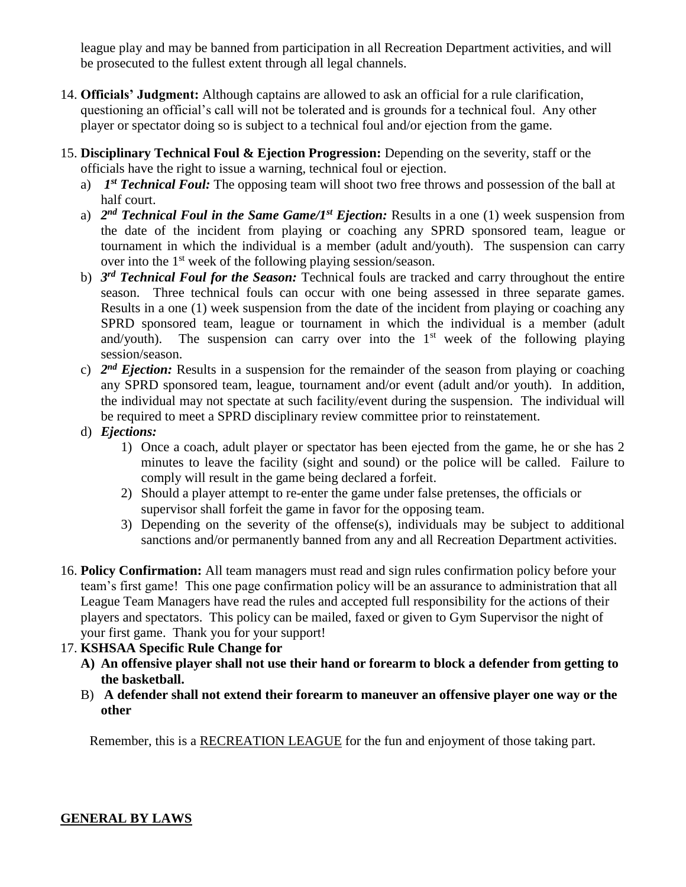league play and may be banned from participation in all Recreation Department activities, and will be prosecuted to the fullest extent through all legal channels.

14. **Officials' Judgment:** Although captains are allowed to ask an official for a rule clarification, questioning an official's call will not be tolerated and is grounds for a technical foul. Any other player or spectator doing so is subject to a technical foul and/or ejection from the game.

15. **Disciplinary Technical Foul & Ejection Progression:** Depending on the severity, staff or the officials have the right to issue a warning, technical foul or ejection.
    a) ***1st Technical Foul:*** The opposing team will shoot two free throws and possession of the ball at half court.
    a) ***2nd Technical Foul in the Same Game/1st Ejection:*** Results in a one (1) week suspension from the date of the incident from playing or coaching any SPRD sponsored team, league or tournament in which the individual is a member (adult and/youth). The suspension can carry over into the 1st week of the following playing session/season.
    b) ***3rd Technical Foul for the Season:*** Technical fouls are tracked and carry throughout the entire season. Three technical fouls can occur with one being assessed in three separate games. Results in a one (1) week suspension from the date of the incident from playing or coaching any SPRD sponsored team, league or tournament in which the individual is a member (adult and/youth). The suspension can carry over into the 1st week of the following playing session/season.
    c) ***2nd Ejection:*** Results in a suspension for the remainder of the season from playing or coaching any SPRD sponsored team, league, tournament and/or event (adult and/or youth). In addition, the individual may not spectate at such facility/event during the suspension. The individual will be required to meet a SPRD disciplinary review committee prior to reinstatement.
    d) ***Ejections:***
        1) Once a coach, adult player or spectator has been ejected from the game, he or she has 2 minutes to leave the facility (sight and sound) or the police will be called. Failure to comply will result in the game being declared a forfeit.
        2) Should a player attempt to re-enter the game under false pretenses, the officials or supervisor shall forfeit the game in favor for the opposing team.
        3) Depending on the severity of the offense(s), individuals may be subject to additional sanctions and/or permanently banned from any and all Recreation Department activities.

16. **Policy Confirmation:** All team managers must read and sign rules confirmation policy before your team's first game! This one page confirmation policy will be an assurance to administration that all League Team Managers have read the rules and accepted full responsibility for the actions of their players and spectators. This policy can be mailed, faxed or given to Gym Supervisor the night of your first game. Thank you for your support!

17. **KSHSAA Specific Rule Change for**
    **A) An offensive player shall not use their hand or forearm to block a defender from getting to the basketball.**
    B) **A defender shall not extend their forearm to maneuver an offensive player one way or the other**

Remember, this is a <u>RECREATION LEAGUE</u> for the fun and enjoyment of those taking part.

**<u>GENERAL BY LAWS</u>**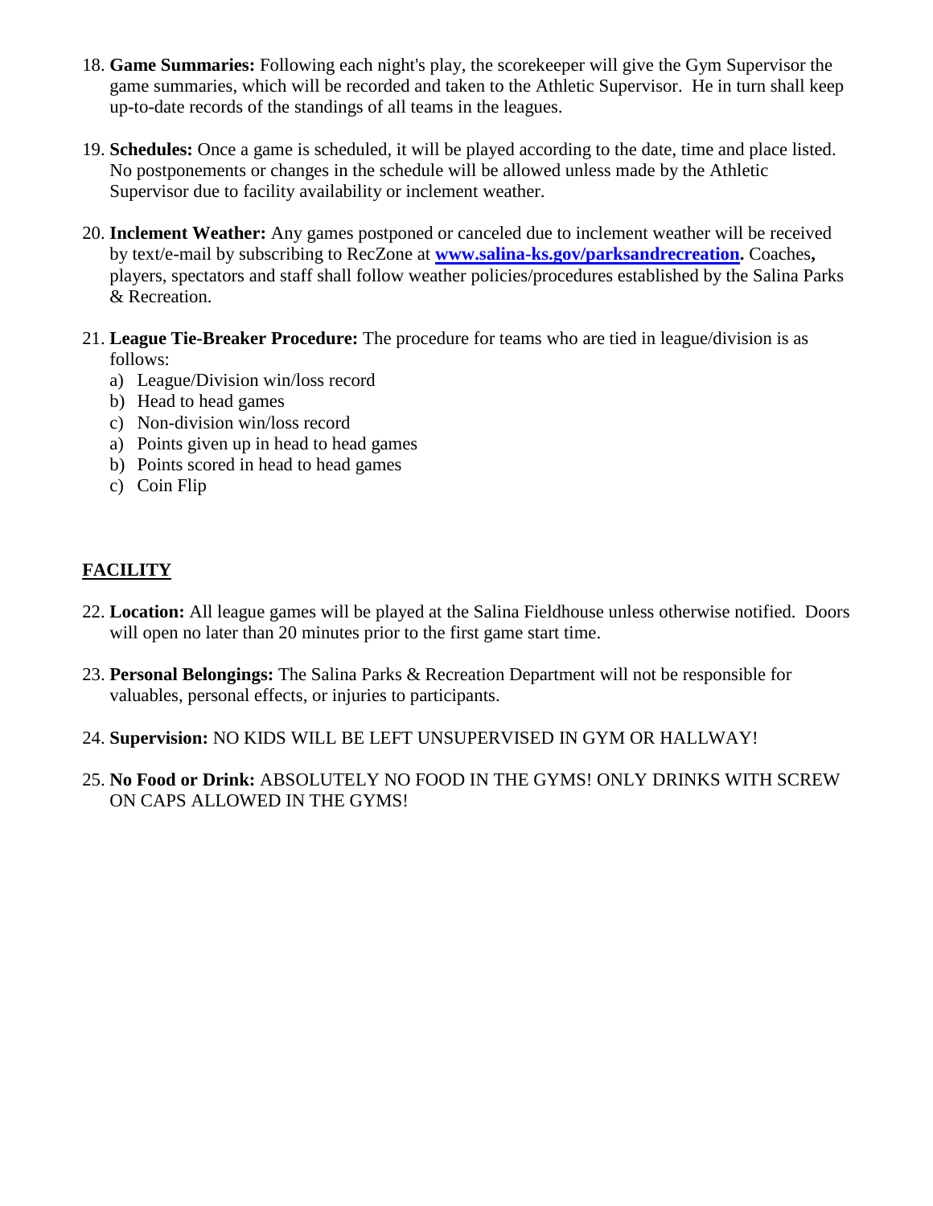18. **Game Summaries:** Following each night's play, the scorekeeper will give the Gym Supervisor the game summaries, which will be recorded and taken to the Athletic Supervisor. He in turn shall keep up-to-date records of the standings of all teams in the leagues.

19. **Schedules:** Once a game is scheduled, it will be played according to the date, time and place listed. No postponements or changes in the schedule will be allowed unless made by the Athletic Supervisor due to facility availability or inclement weather.

20. **Inclement Weather:** Any games postponed or canceled due to inclement weather will be received by text/e-mail by subscribing to RecZone at **www.salina-ks.gov/parksandrecreation.** Coaches**,** players, spectators and staff shall follow weather policies/procedures established by the Salina Parks & Recreation.

21. **League Tie-Breaker Procedure:** The procedure for teams who are tied in league/division is as follows:
    a) League/Division win/loss record
    b) Head to head games
    c) Non-division win/loss record
    a) Points given up in head to head games
    b) Points scored in head to head games
    c) Coin Flip

## FACILITY

22. **Location:** All league games will be played at the Salina Fieldhouse unless otherwise notified. Doors will open no later than 20 minutes prior to the first game start time.

23. **Personal Belongings:** The Salina Parks & Recreation Department will not be responsible for valuables, personal effects, or injuries to participants.

24. **Supervision:** NO KIDS WILL BE LEFT UNSUPERVISED IN GYM OR HALLWAY!

25. **No Food or Drink:** ABSOLUTELY NO FOOD IN THE GYMS! ONLY DRINKS WITH SCREW ON CAPS ALLOWED IN THE GYMS!